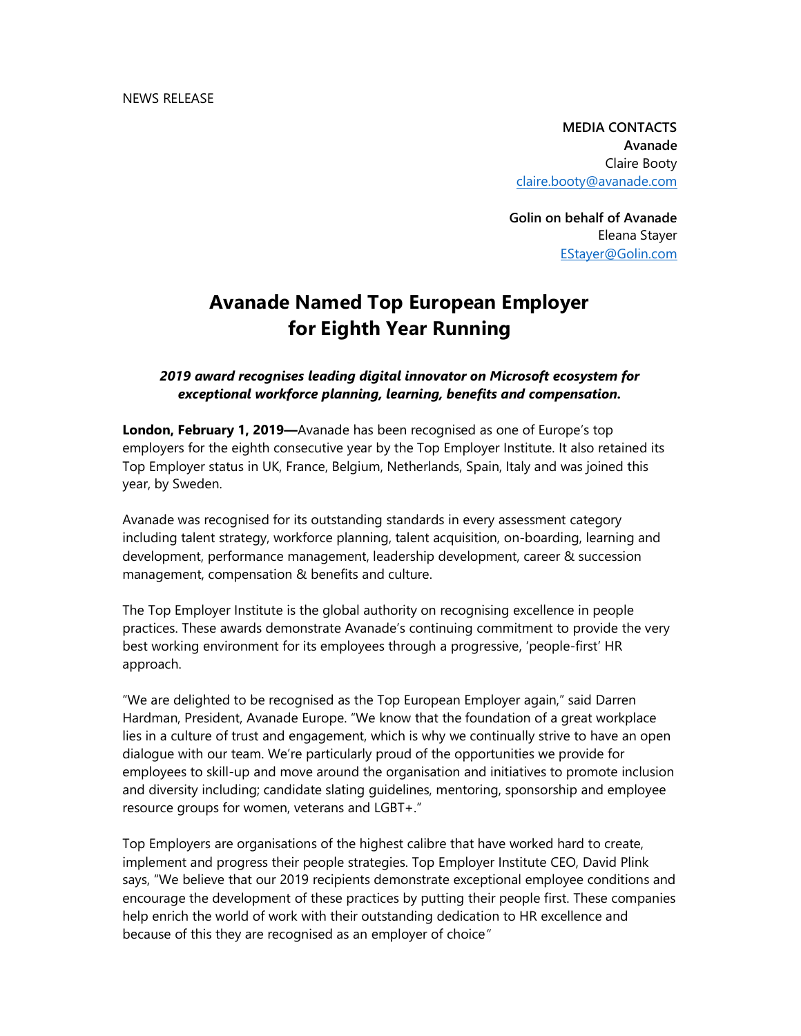NEWS RELEASE

**MEDIA CONTACTS**
**Avanade**
Claire Booty
claire.booty@avanade.com

**Golin on behalf of Avanade**
Eleana Stayer
EStayer@Golin.com

# Avanade Named Top European Employer for Eighth Year Running

***2019 award recognises leading digital innovator on Microsoft ecosystem for exceptional workforce planning, learning, benefits and compensation.***

**London, February 1, 2019—**Avanade has been recognised as one of Europe's top employers for the eighth consecutive year by the Top Employer Institute. It also retained its Top Employer status in UK, France, Belgium, Netherlands, Spain, Italy and was joined this year, by Sweden.

Avanade was recognised for its outstanding standards in every assessment category including talent strategy, workforce planning, talent acquisition, on-boarding, learning and development, performance management, leadership development, career & succession management, compensation & benefits and culture.

The Top Employer Institute is the global authority on recognising excellence in people practices. These awards demonstrate Avanade's continuing commitment to provide the very best working environment for its employees through a progressive, 'people-first' HR approach.

"We are delighted to be recognised as the Top European Employer again," said Darren Hardman, President, Avanade Europe. "We know that the foundation of a great workplace lies in a culture of trust and engagement, which is why we continually strive to have an open dialogue with our team. We're particularly proud of the opportunities we provide for employees to skill-up and move around the organisation and initiatives to promote inclusion and diversity including; candidate slating guidelines, mentoring, sponsorship and employee resource groups for women, veterans and LGBT+."

Top Employers are organisations of the highest calibre that have worked hard to create, implement and progress their people strategies. Top Employer Institute CEO, David Plink says, "We believe that our 2019 recipients demonstrate exceptional employee conditions and encourage the development of these practices by putting their people first. These companies help enrich the world of work with their outstanding dedication to HR excellence and because of this they are recognised as an employer of choice"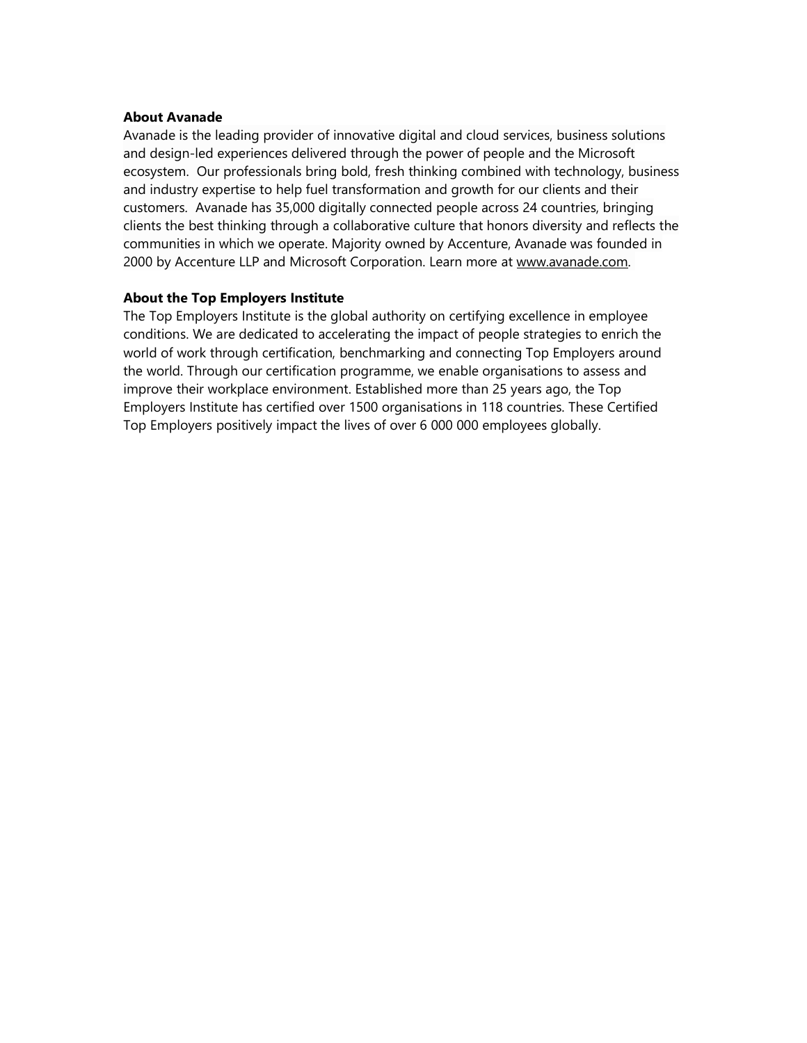**About Avanade**

Avanade is the leading provider of innovative digital and cloud services, business solutions and design-led experiences delivered through the power of people and the Microsoft ecosystem. Our professionals bring bold, fresh thinking combined with technology, business and industry expertise to help fuel transformation and growth for our clients and their customers. Avanade has 35,000 digitally connected people across 24 countries, bringing clients the best thinking through a collaborative culture that honors diversity and reflects the communities in which we operate. Majority owned by Accenture, Avanade was founded in 2000 by Accenture LLP and Microsoft Corporation. Learn more at www.avanade.com.

**About the Top Employers Institute**

The Top Employers Institute is the global authority on certifying excellence in employee conditions. We are dedicated to accelerating the impact of people strategies to enrich the world of work through certification, benchmarking and connecting Top Employers around the world. Through our certification programme, we enable organisations to assess and improve their workplace environment. Established more than 25 years ago, the Top Employers Institute has certified over 1500 organisations in 118 countries. These Certified Top Employers positively impact the lives of over 6 000 000 employees globally.